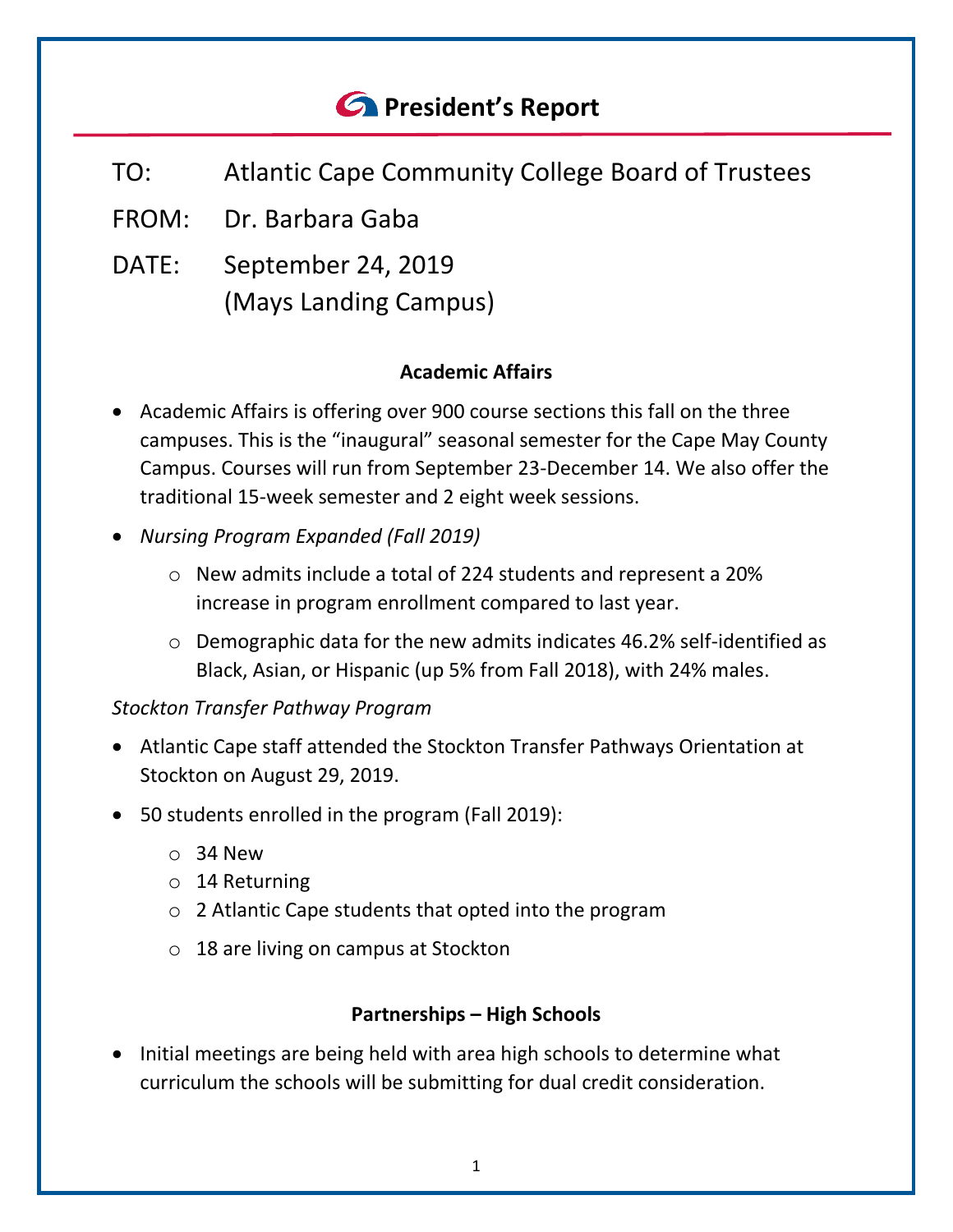# President's Report

TO: Atlantic Cape Community College Board of Trustees

FROM: Dr. Barbara Gaba

DATE: September 24, 2019
(Mays Landing Campus)

## Academic Affairs

- Academic Affairs is offering over 900 course sections this fall on the three campuses. This is the "inaugural" seasonal semester for the Cape May County Campus. Courses will run from September 23-December 14. We also offer the traditional 15-week semester and 2 eight week sessions.
- *Nursing Program Expanded (Fall 2019)*
  - New admits include a total of 224 students and represent a 20% increase in program enrollment compared to last year.
  - Demographic data for the new admits indicates 46.2% self-identified as Black, Asian, or Hispanic (up 5% from Fall 2018), with 24% males.

*Stockton Transfer Pathway Program*

- Atlantic Cape staff attended the Stockton Transfer Pathways Orientation at Stockton on August 29, 2019.
- 50 students enrolled in the program (Fall 2019):
  - 34 New
  - 14 Returning
  - 2 Atlantic Cape students that opted into the program
  - 18 are living on campus at Stockton

## Partnerships – High Schools

- Initial meetings are being held with area high schools to determine what curriculum the schools will be submitting for dual credit consideration.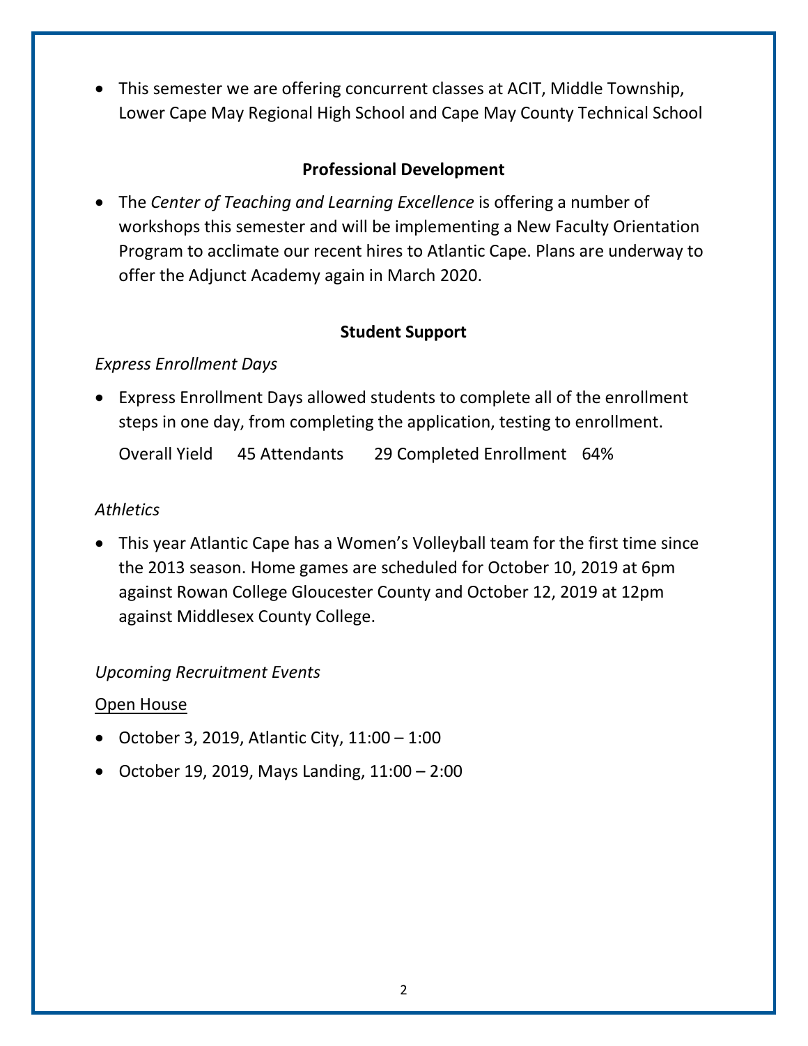- This semester we are offering concurrent classes at ACIT, Middle Township, Lower Cape May Regional High School and Cape May County Technical School

## Professional Development

- The *Center of Teaching and Learning Excellence* is offering a number of workshops this semester and will be implementing a New Faculty Orientation Program to acclimate our recent hires to Atlantic Cape. Plans are underway to offer the Adjunct Academy again in March 2020.

## Student Support

*Express Enrollment Days*

- Express Enrollment Days allowed students to complete all of the enrollment steps in one day, from completing the application, testing to enrollment.

  Overall Yield 45 Attendants 29 Completed Enrollment 64%

*Athletics*

- This year Atlantic Cape has a Women's Volleyball team for the first time since the 2013 season. Home games are scheduled for October 10, 2019 at 6pm against Rowan College Gloucester County and October 12, 2019 at 12pm against Middlesex County College.

*Upcoming Recruitment Events*

Open House

- October 3, 2019, Atlantic City, 11:00 – 1:00
- October 19, 2019, Mays Landing, 11:00 – 2:00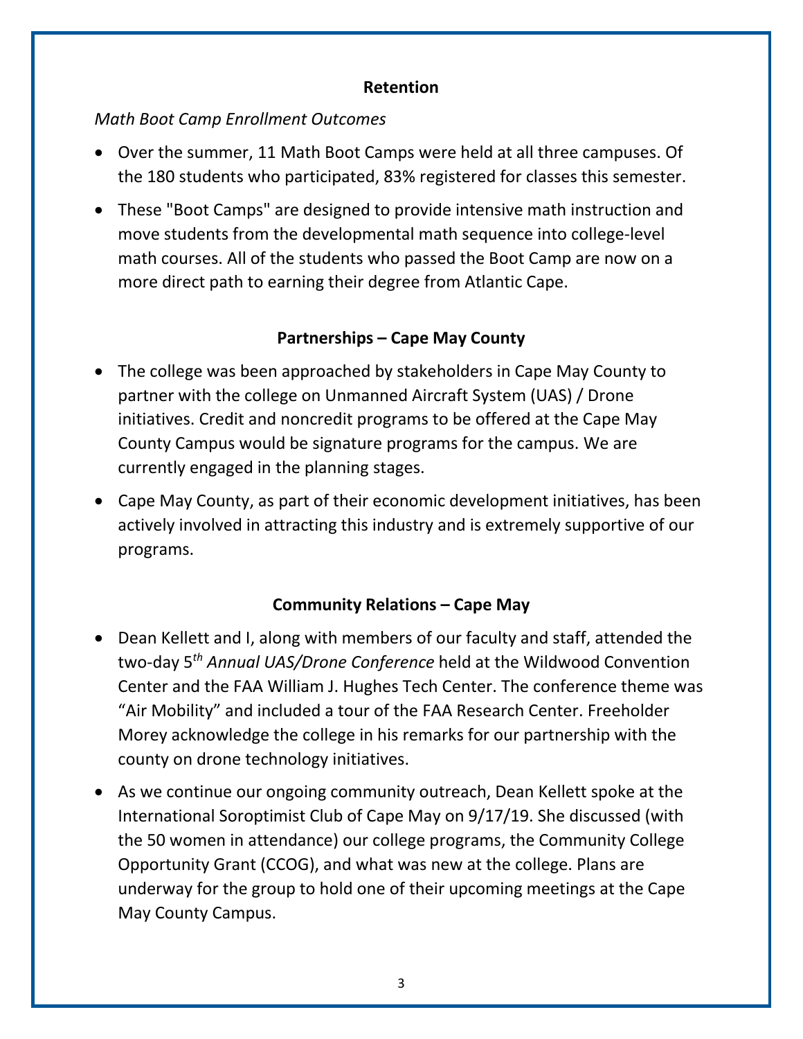## Retention

*Math Boot Camp Enrollment Outcomes*

- Over the summer, 11 Math Boot Camps were held at all three campuses. Of the 180 students who participated, 83% registered for classes this semester.
- These "Boot Camps" are designed to provide intensive math instruction and move students from the developmental math sequence into college-level math courses. All of the students who passed the Boot Camp are now on a more direct path to earning their degree from Atlantic Cape.

## Partnerships – Cape May County

- The college was been approached by stakeholders in Cape May County to partner with the college on Unmanned Aircraft System (UAS) / Drone initiatives. Credit and noncredit programs to be offered at the Cape May County Campus would be signature programs for the campus. We are currently engaged in the planning stages.
- Cape May County, as part of their economic development initiatives, has been actively involved in attracting this industry and is extremely supportive of our programs.

## Community Relations – Cape May

- Dean Kellett and I, along with members of our faculty and staff, attended the two-day 5th *Annual UAS/Drone Conference* held at the Wildwood Convention Center and the FAA William J. Hughes Tech Center. The conference theme was "Air Mobility" and included a tour of the FAA Research Center. Freeholder Morey acknowledge the college in his remarks for our partnership with the county on drone technology initiatives.
- As we continue our ongoing community outreach, Dean Kellett spoke at the International Soroptimist Club of Cape May on 9/17/19. She discussed (with the 50 women in attendance) our college programs, the Community College Opportunity Grant (CCOG), and what was new at the college. Plans are underway for the group to hold one of their upcoming meetings at the Cape May County Campus.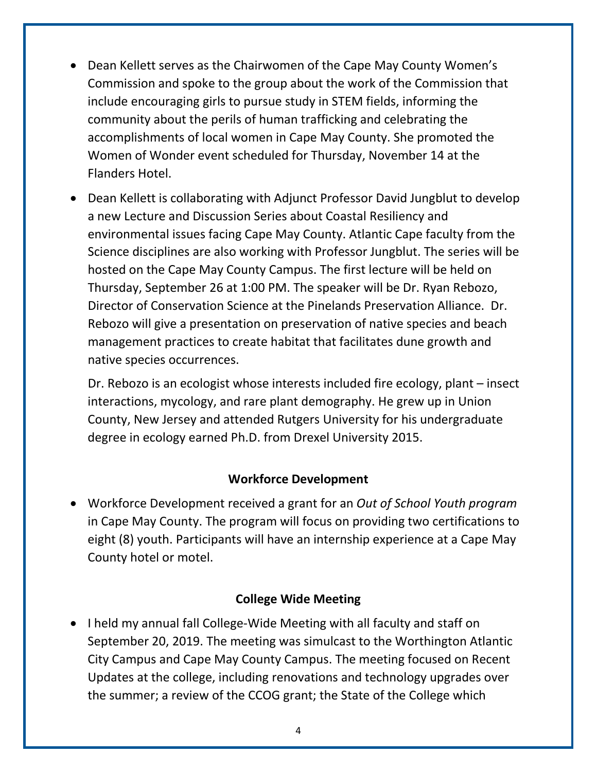- Dean Kellett serves as the Chairwomen of the Cape May County Women's Commission and spoke to the group about the work of the Commission that include encouraging girls to pursue study in STEM fields, informing the community about the perils of human trafficking and celebrating the accomplishments of local women in Cape May County. She promoted the Women of Wonder event scheduled for Thursday, November 14 at the Flanders Hotel.

- Dean Kellett is collaborating with Adjunct Professor David Jungblut to develop a new Lecture and Discussion Series about Coastal Resiliency and environmental issues facing Cape May County. Atlantic Cape faculty from the Science disciplines are also working with Professor Jungblut. The series will be hosted on the Cape May County Campus. The first lecture will be held on Thursday, September 26 at 1:00 PM. The speaker will be Dr. Ryan Rebozo, Director of Conservation Science at the Pinelands Preservation Alliance. Dr. Rebozo will give a presentation on preservation of native species and beach management practices to create habitat that facilitates dune growth and native species occurrences.

  Dr. Rebozo is an ecologist whose interests included fire ecology, plant – insect interactions, mycology, and rare plant demography. He grew up in Union County, New Jersey and attended Rutgers University for his undergraduate degree in ecology earned Ph.D. from Drexel University 2015.

**Workforce Development**

- Workforce Development received a grant for an *Out of School Youth program* in Cape May County. The program will focus on providing two certifications to eight (8) youth. Participants will have an internship experience at a Cape May County hotel or motel.

**College Wide Meeting**

- I held my annual fall College-Wide Meeting with all faculty and staff on September 20, 2019. The meeting was simulcast to the Worthington Atlantic City Campus and Cape May County Campus. The meeting focused on Recent Updates at the college, including renovations and technology upgrades over the summer; a review of the CCOG grant; the State of the College which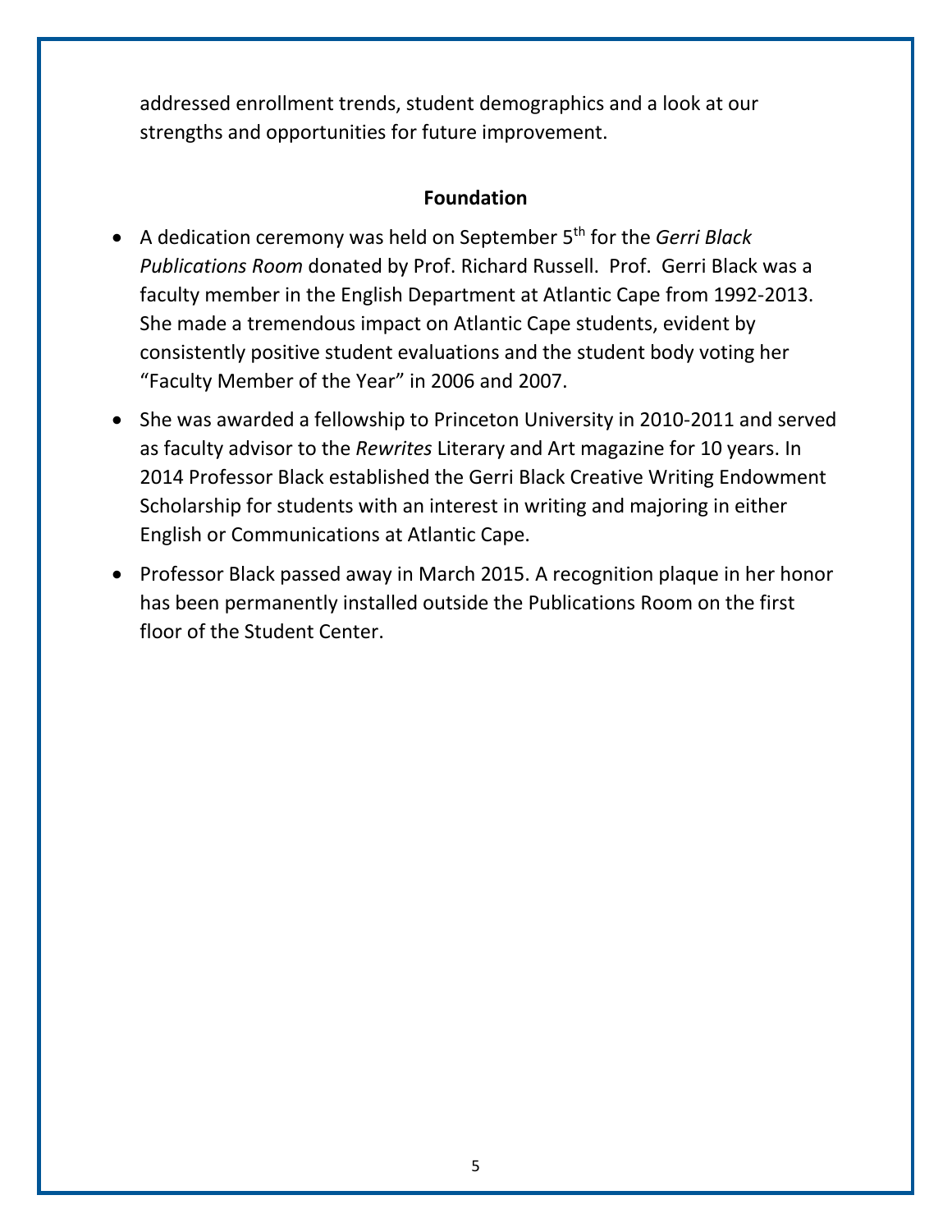addressed enrollment trends, student demographics and a look at our strengths and opportunities for future improvement.

## Foundation

- A dedication ceremony was held on September 5th for the *Gerri Black Publications Room* donated by Prof. Richard Russell.  Prof.  Gerri Black was a faculty member in the English Department at Atlantic Cape from 1992-2013. She made a tremendous impact on Atlantic Cape students, evident by consistently positive student evaluations and the student body voting her "Faculty Member of the Year" in 2006 and 2007.
- She was awarded a fellowship to Princeton University in 2010-2011 and served as faculty advisor to the *Rewrites* Literary and Art magazine for 10 years. In 2014 Professor Black established the Gerri Black Creative Writing Endowment Scholarship for students with an interest in writing and majoring in either English or Communications at Atlantic Cape.
- Professor Black passed away in March 2015. A recognition plaque in her honor has been permanently installed outside the Publications Room on the first floor of the Student Center.